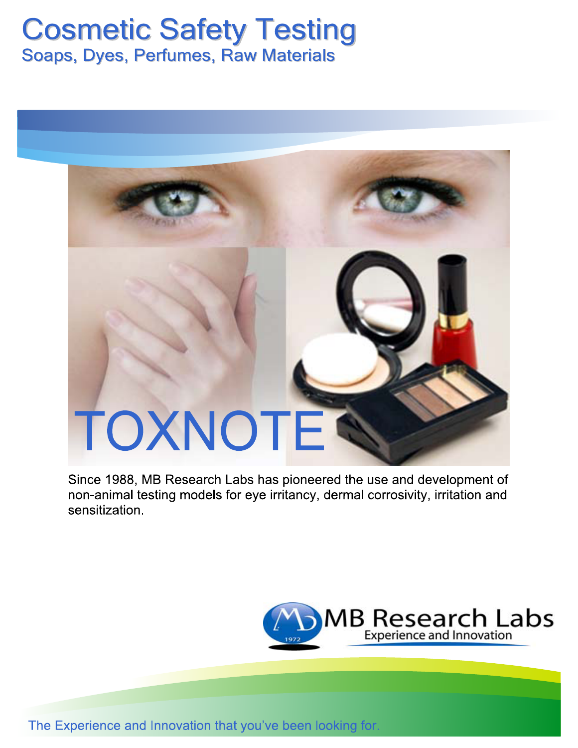# Cosmetic Safety Testing

## Soaps, Dyes, Perfumes, Raw Materials

# TOXNOTE

Since 1988, MB Research Labs has pioneered the use and development of non-animal testing models for eye irritancy, dermal corrosivity, irritation and sensitization.

MB Research Labs

Experience and Innovation

1972

The Experience and Innovation that you've been looking for.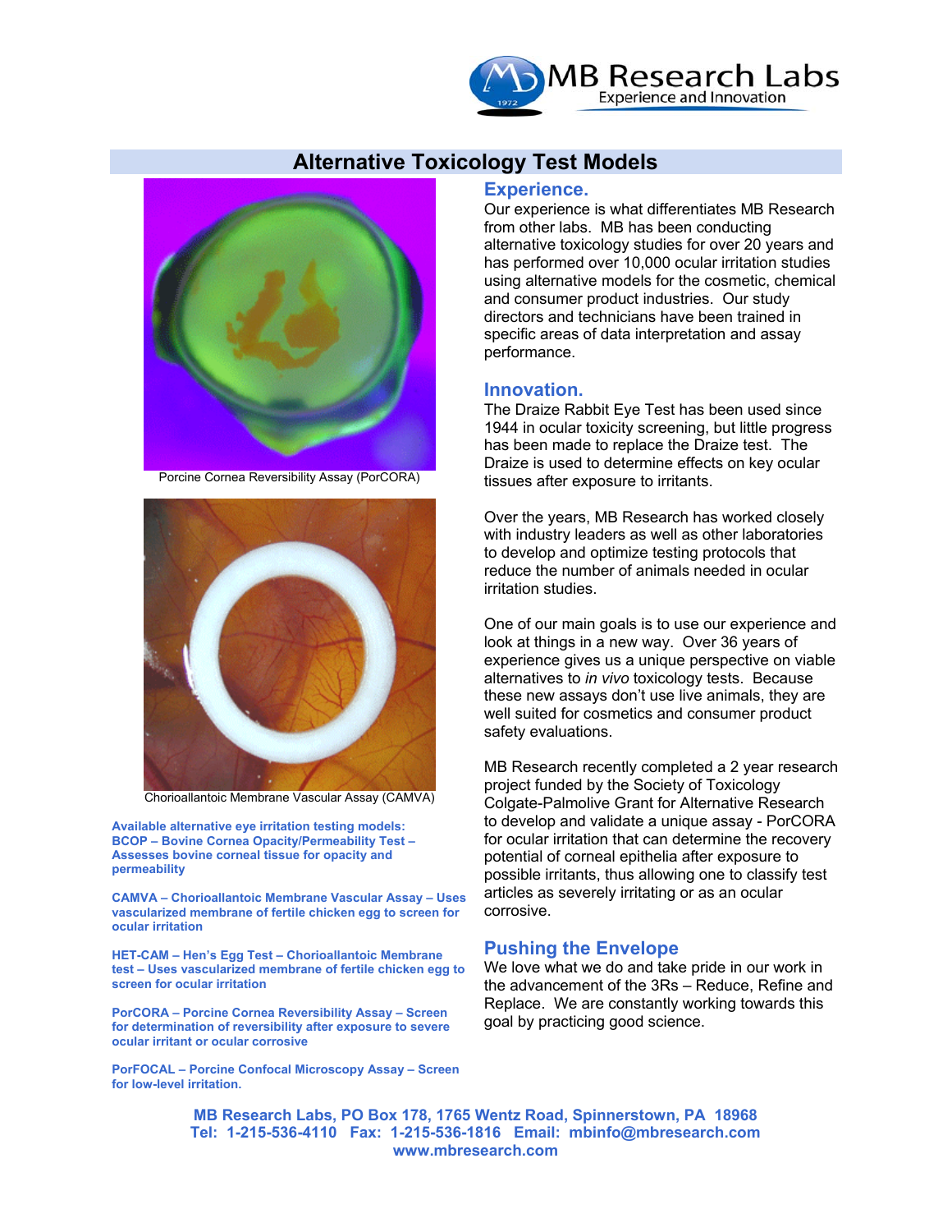MB Research Labs
Experience and Innovation

# Alternative Toxicology Test Models

Porcine Cornea Reversibility Assay (PorCORA)

Chorioallantoic Membrane Vascular Assay (CAMVA)

**Available alternative eye irritation testing models:**

**BCOP – Bovine Cornea Opacity/Permeability Test – Assesses bovine corneal tissue for opacity and permeability**

**CAMVA – Chorioallantoic Membrane Vascular Assay – Uses vascularized membrane of fertile chicken egg to screen for ocular irritation**

**HET-CAM – Hen's Egg Test – Chorioallantoic Membrane test – Uses vascularized membrane of fertile chicken egg to screen for ocular irritation**

**PorCORA – Porcine Cornea Reversibility Assay – Screen for determination of reversibility after exposure to severe ocular irritant or ocular corrosive**

**PorFOCAL – Porcine Confocal Microscopy Assay – Screen for low-level irritation.**

## Experience.

Our experience is what differentiates MB Research from other labs. MB has been conducting alternative toxicology studies for over 20 years and has performed over 10,000 ocular irritation studies using alternative models for the cosmetic, chemical and consumer product industries. Our study directors and technicians have been trained in specific areas of data interpretation and assay performance.

## Innovation.

The Draize Rabbit Eye Test has been used since 1944 in ocular toxicity screening, but little progress has been made to replace the Draize test. The Draize is used to determine effects on key ocular tissues after exposure to irritants.

Over the years, MB Research has worked closely with industry leaders as well as other laboratories to develop and optimize testing protocols that reduce the number of animals needed in ocular irritation studies.

One of our main goals is to use our experience and look at things in a new way. Over 36 years of experience gives us a unique perspective on viable alternatives to *in vivo* toxicology tests. Because these new assays don't use live animals, they are well suited for cosmetics and consumer product safety evaluations.

MB Research recently completed a 2 year research project funded by the Society of Toxicology Colgate-Palmolive Grant for Alternative Research to develop and validate a unique assay - PorCORA for ocular irritation that can determine the recovery potential of corneal epithelia after exposure to possible irritants, thus allowing one to classify test articles as severely irritating or as an ocular corrosive.

## Pushing the Envelope

We love what we do and take pride in our work in the advancement of the 3Rs – Reduce, Refine and Replace. We are constantly working towards this goal by practicing good science.

**MB Research Labs, PO Box 178, 1765 Wentz Road, Spinnerstown, PA 18968**
**Tel: 1-215-536-4110 Fax: 1-215-536-1816 Email: mbinfo@mbresearch.com**
**www.mbresearch.com**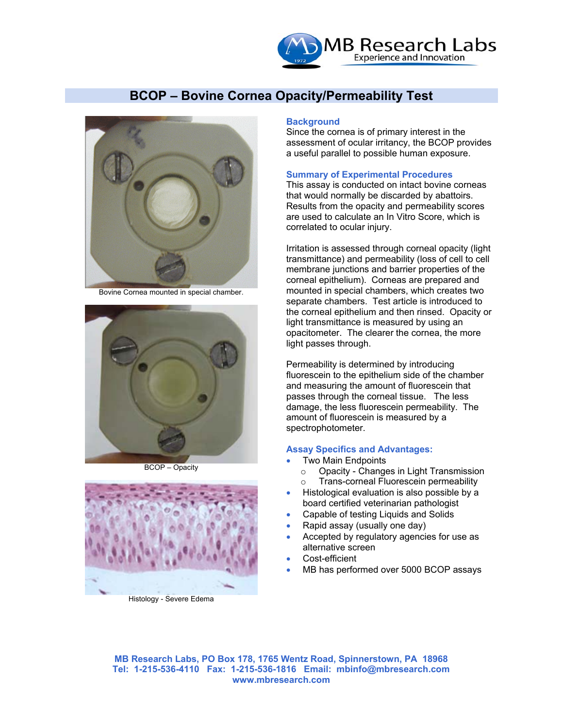# BCOP – Bovine Cornea Opacity/Permeability Test

Bovine Cornea mounted in special chamber.

BCOP – Opacity

Histology - Severe Edema

## Background

Since the cornea is of primary interest in the assessment of ocular irritancy, the BCOP provides a useful parallel to possible human exposure.

## Summary of Experimental Procedures

This assay is conducted on intact bovine corneas that would normally be discarded by abattoirs. Results from the opacity and permeability scores are used to calculate an In Vitro Score, which is correlated to ocular injury.

Irritation is assessed through corneal opacity (light transmittance) and permeability (loss of cell to cell membrane junctions and barrier properties of the corneal epithelium). Corneas are prepared and mounted in special chambers, which creates two separate chambers. Test article is introduced to the corneal epithelium and then rinsed. Opacity or light transmittance is measured by using an opacitometer. The clearer the cornea, the more light passes through.

Permeability is determined by introducing fluorescein to the epithelium side of the chamber and measuring the amount of fluorescein that passes through the corneal tissue. The less damage, the less fluorescein permeability. The amount of fluorescein is measured by a spectrophotometer.

## Assay Specifics and Advantages:

- Two Main Endpoints
  - Opacity - Changes in Light Transmission
  - Trans-corneal Fluorescein permeability
- Histological evaluation is also possible by a board certified veterinarian pathologist
- Capable of testing Liquids and Solids
- Rapid assay (usually one day)
- Accepted by regulatory agencies for use as alternative screen
- Cost-efficient
- MB has performed over 5000 BCOP assays

**MB Research Labs, PO Box 178, 1765 Wentz Road, Spinnerstown, PA 18968**
**Tel: 1-215-536-4110 Fax: 1-215-536-1816 Email: mbinfo@mbresearch.com**
**www.mbresearch.com**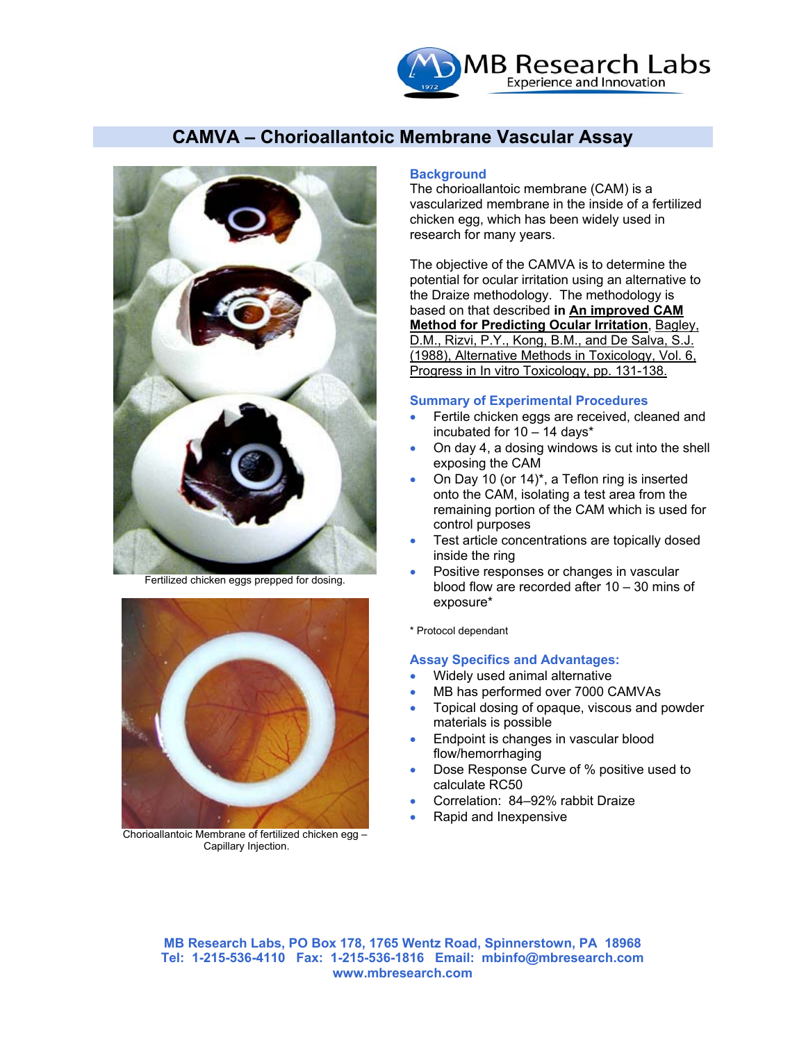# CAMVA – Chorioallantoic Membrane Vascular Assay

Fertilized chicken eggs prepped for dosing.

Chorioallantoic Membrane of fertilized chicken egg – Capillary Injection.

## Background

The chorioallantoic membrane (CAM) is a vascularized membrane in the inside of a fertilized chicken egg, which has been widely used in research for many years.

The objective of the CAMVA is to determine the potential for ocular irritation using an alternative to the Draize methodology. The methodology is based on that described **in An improved CAM Method for Predicting Ocular Irritation**, Bagley, D.M., Rizvi, P.Y., Kong, B.M., and De Salva, S.J. (1988), Alternative Methods in Toxicology, Vol. 6, Progress in In vitro Toxicology, pp. 131-138.

## Summary of Experimental Procedures

- Fertile chicken eggs are received, cleaned and incubated for 10 – 14 days*
- On day 4, a dosing windows is cut into the shell exposing the CAM
- On Day 10 (or 14)*, a Teflon ring is inserted onto the CAM, isolating a test area from the remaining portion of the CAM which is used for control purposes
- Test article concentrations are topically dosed inside the ring
- Positive responses or changes in vascular blood flow are recorded after 10 – 30 mins of exposure*

\* Protocol dependant

## Assay Specifics and Advantages:

- Widely used animal alternative
- MB has performed over 7000 CAMVAs
- Topical dosing of opaque, viscous and powder materials is possible
- Endpoint is changes in vascular blood flow/hemorrhaging
- Dose Response Curve of % positive used to calculate RC50
- Correlation: 84–92% rabbit Draize
- Rapid and Inexpensive

**MB Research Labs, PO Box 178, 1765 Wentz Road, Spinnerstown, PA 18968**
**Tel: 1-215-536-4110 Fax: 1-215-536-1816 Email: mbinfo@mbresearch.com**
**www.mbresearch.com**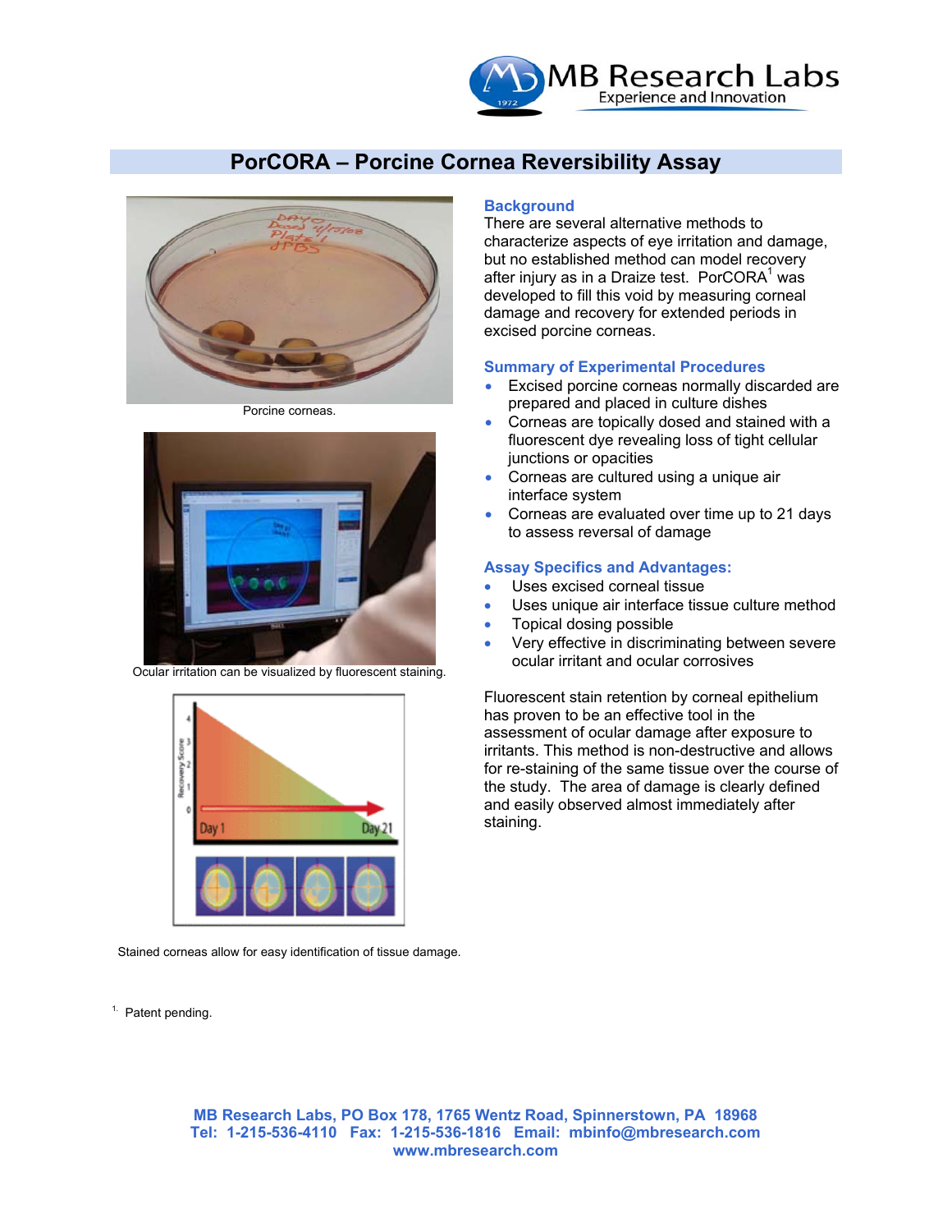# PorCORA – Porcine Cornea Reversibility Assay

Porcine corneas.

Ocular irritation can be visualized by fluorescent staining.

Stained corneas allow for easy identification of tissue damage.

## Background

There are several alternative methods to characterize aspects of eye irritation and damage, but no established method can model recovery after injury as in a Draize test. PorCORA[1] was developed to fill this void by measuring corneal damage and recovery for extended periods in excised porcine corneas.

## Summary of Experimental Procedures

- Excised porcine corneas normally discarded are prepared and placed in culture dishes
- Corneas are topically dosed and stained with a fluorescent dye revealing loss of tight cellular junctions or opacities
- Corneas are cultured using a unique air interface system
- Corneas are evaluated over time up to 21 days to assess reversal of damage

## Assay Specifics and Advantages:

- Uses excised corneal tissue
- Uses unique air interface tissue culture method
- Topical dosing possible
- Very effective in discriminating between severe ocular irritant and ocular corrosives

Fluorescent stain retention by corneal epithelium has proven to be an effective tool in the assessment of ocular damage after exposure to irritants. This method is non-destructive and allows for re-staining of the same tissue over the course of the study. The area of damage is clearly defined and easily observed almost immediately after staining.

[1] Patent pending.

MB Research Labs, PO Box 178, 1765 Wentz Road, Spinnerstown, PA 18968
Tel: 1-215-536-4110 Fax: 1-215-536-1816 Email: mbinfo@mbresearch.com
www.mbresearch.com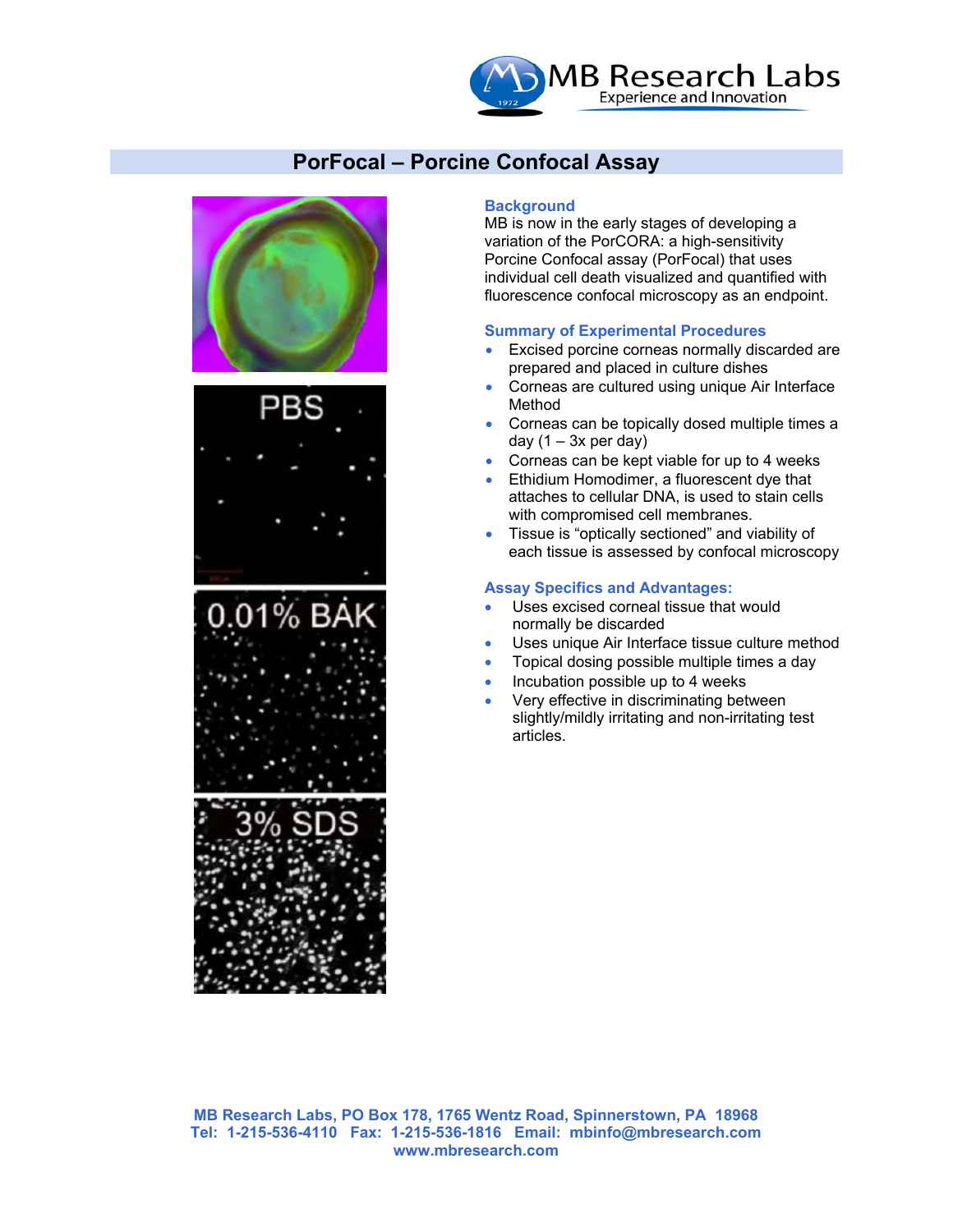# PorFocal – Porcine Confocal Assay

PBS

0.01% BAK

3% SDS

### Background

MB is now in the early stages of developing a variation of the PorCORA: a high-sensitivity Porcine Confocal assay (PorFocal) that uses individual cell death visualized and quantified with fluorescence confocal microscopy as an endpoint.

### Summary of Experimental Procedures

- Excised porcine corneas normally discarded are prepared and placed in culture dishes
- Corneas are cultured using unique Air Interface Method
- Corneas can be topically dosed multiple times a day (1 – 3x per day)
- Corneas can be kept viable for up to 4 weeks
- Ethidium Homodimer, a fluorescent dye that attaches to cellular DNA, is used to stain cells with compromised cell membranes.
- Tissue is "optically sectioned" and viability of each tissue is assessed by confocal microscopy

### Assay Specifics and Advantages:

- Uses excised corneal tissue that would normally be discarded
- Uses unique Air Interface tissue culture method
- Topical dosing possible multiple times a day
- Incubation possible up to 4 weeks
- Very effective in discriminating between slightly/mildly irritating and non-irritating test articles.

**MB Research Labs, PO Box 178, 1765 Wentz Road, Spinnerstown, PA 18968**
**Tel: 1-215-536-4110 Fax: 1-215-536-1816 Email: mbinfo@mbresearch.com**
**www.mbresearch.com**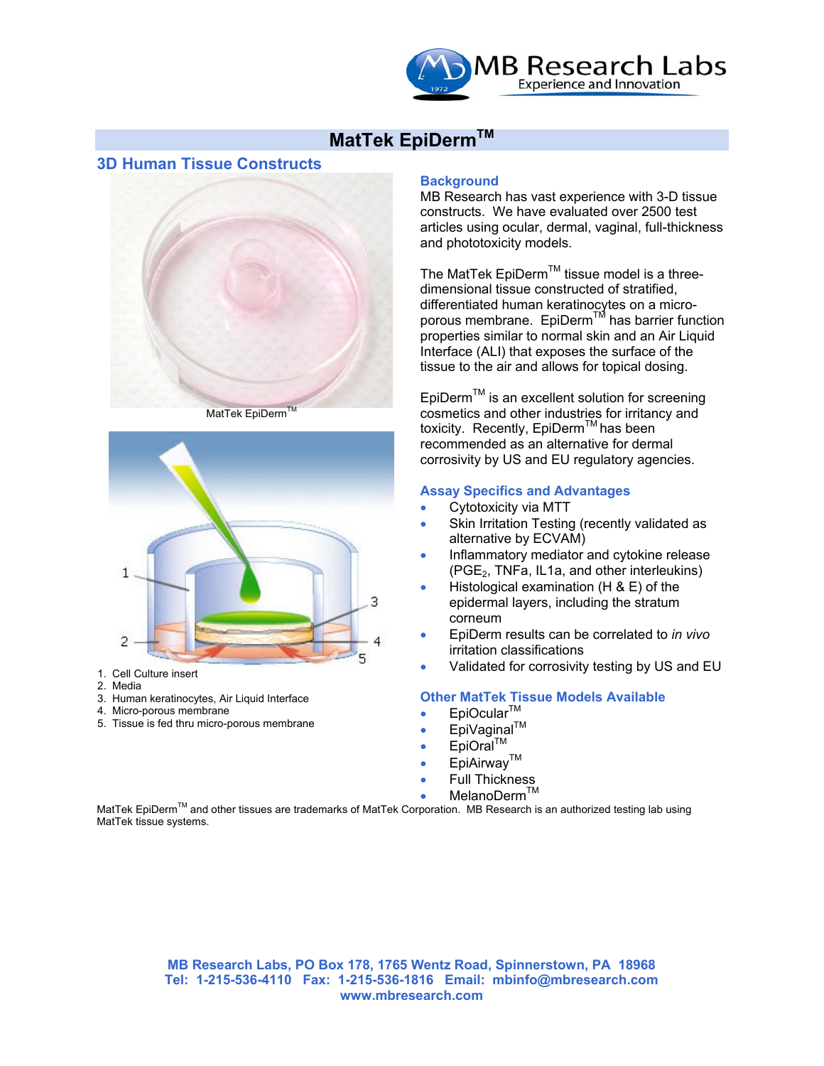MB Research Labs

Experience and Innovation

# MatTek EpiDerm™

## 3D Human Tissue Constructs

MatTek EpiDerm™

1. Cell Culture insert
2. Media
3. Human keratinocytes, Air Liquid Interface
4. Micro-porous membrane
5. Tissue is fed thru micro-porous membrane

### Background

MB Research has vast experience with 3-D tissue constructs. We have evaluated over 2500 test articles using ocular, dermal, vaginal, full-thickness and phototoxicity models.

The MatTek EpiDerm™ tissue model is a three-dimensional tissue constructed of stratified, differentiated human keratinocytes on a micro-porous membrane. EpiDerm™ has barrier function properties similar to normal skin and an Air Liquid Interface (ALI) that exposes the surface of the tissue to the air and allows for topical dosing.

EpiDerm™ is an excellent solution for screening cosmetics and other industries for irritancy and toxicity. Recently, EpiDerm™ has been recommended as an alternative for dermal corrosivity by US and EU regulatory agencies.

### Assay Specifics and Advantages

- Cytotoxicity via MTT
- Skin Irritation Testing (recently validated as alternative by ECVAM)
- Inflammatory mediator and cytokine release ($PGE_2$, TNFa, IL1a, and other interleukins)
- Histological examination (H & E) of the epidermal layers, including the stratum corneum
- EpiDerm results can be correlated to *in vivo* irritation classifications
- Validated for corrosivity testing by US and EU

### Other MatTek Tissue Models Available

- EpiOcular™
- EpiVaginal™
- EpiOral™
- EpiAirway™
- Full Thickness
- MelanoDerm™

MatTek EpiDerm™ and other tissues are trademarks of MatTek Corporation. MB Research is an authorized testing lab using MatTek tissue systems.

**MB Research Labs, PO Box 178, 1765 Wentz Road, Spinnerstown, PA 18968**
**Tel: 1-215-536-4110 Fax: 1-215-536-1816 Email: mbinfo@mbresearch.com**
**www.mbresearch.com**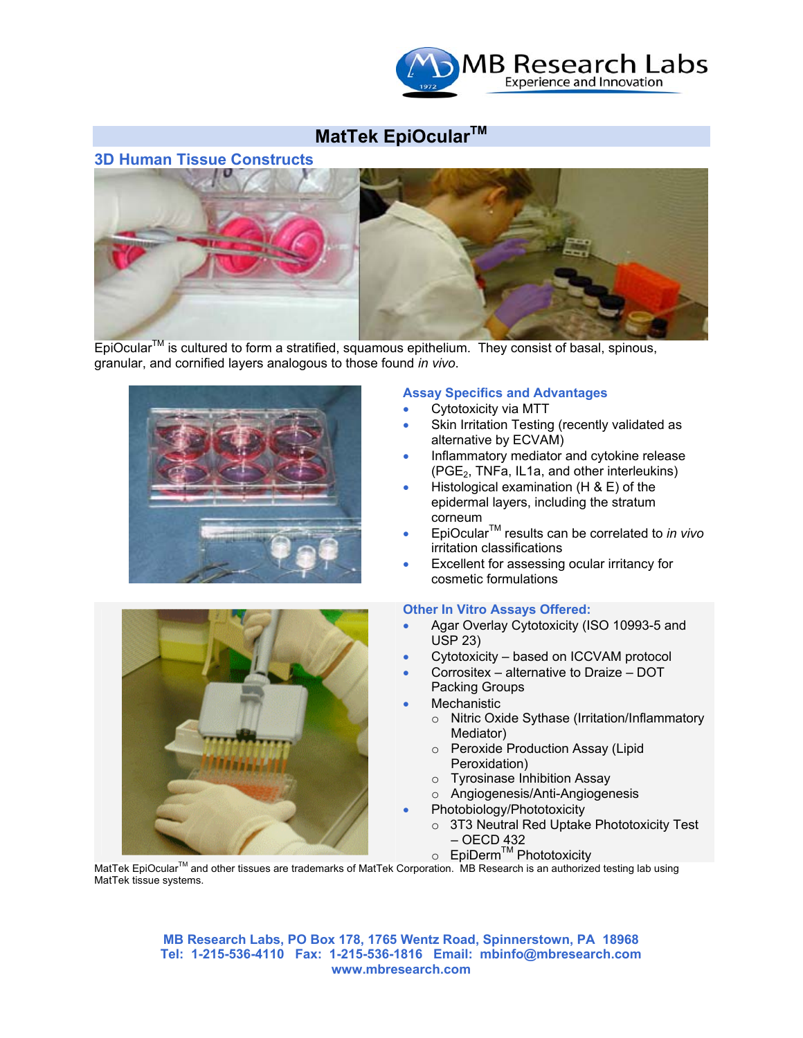MB Research Labs
Experience and Innovation

# MatTek EpiOcular™

## 3D Human Tissue Constructs

EpiOcular™ is cultured to form a stratified, squamous epithelium. They consist of basal, spinous, granular, and cornified layers analogous to those found *in vivo*.

### Assay Specifics and Advantages

- Cytotoxicity via MTT
- Skin Irritation Testing (recently validated as alternative by ECVAM)
- Inflammatory mediator and cytokine release ($PGE_2$, TNFa, IL1a, and other interleukins)
- Histological examination (H & E) of the epidermal layers, including the stratum corneum
- EpiOcular™ results can be correlated to *in vivo* irritation classifications
- Excellent for assessing ocular irritancy for cosmetic formulations

### Other In Vitro Assays Offered:

- Agar Overlay Cytotoxicity (ISO 10993-5 and USP 23)
- Cytotoxicity – based on ICCVAM protocol
- Corrositex – alternative to Draize – DOT Packing Groups
- Mechanistic
  - Nitric Oxide Sythase (Irritation/Inflammatory Mediator)
  - Peroxide Production Assay (Lipid Peroxidation)
  - Tyrosinase Inhibition Assay
  - Angiogenesis/Anti-Angiogenesis
- Photobiology/Phototoxicity
  - 3T3 Neutral Red Uptake Phototoxicity Test – OECD 432
  - EpiDerm™ Phototoxicity

MatTek EpiOcular™ and other tissues are trademarks of MatTek Corporation. MB Research is an authorized testing lab using MatTek tissue systems.

**MB Research Labs, PO Box 178, 1765 Wentz Road, Spinnerstown, PA 18968**
**Tel: 1-215-536-4110 Fax: 1-215-536-1816 Email: mbinfo@mbresearch.com**
**www.mbresearch.com**